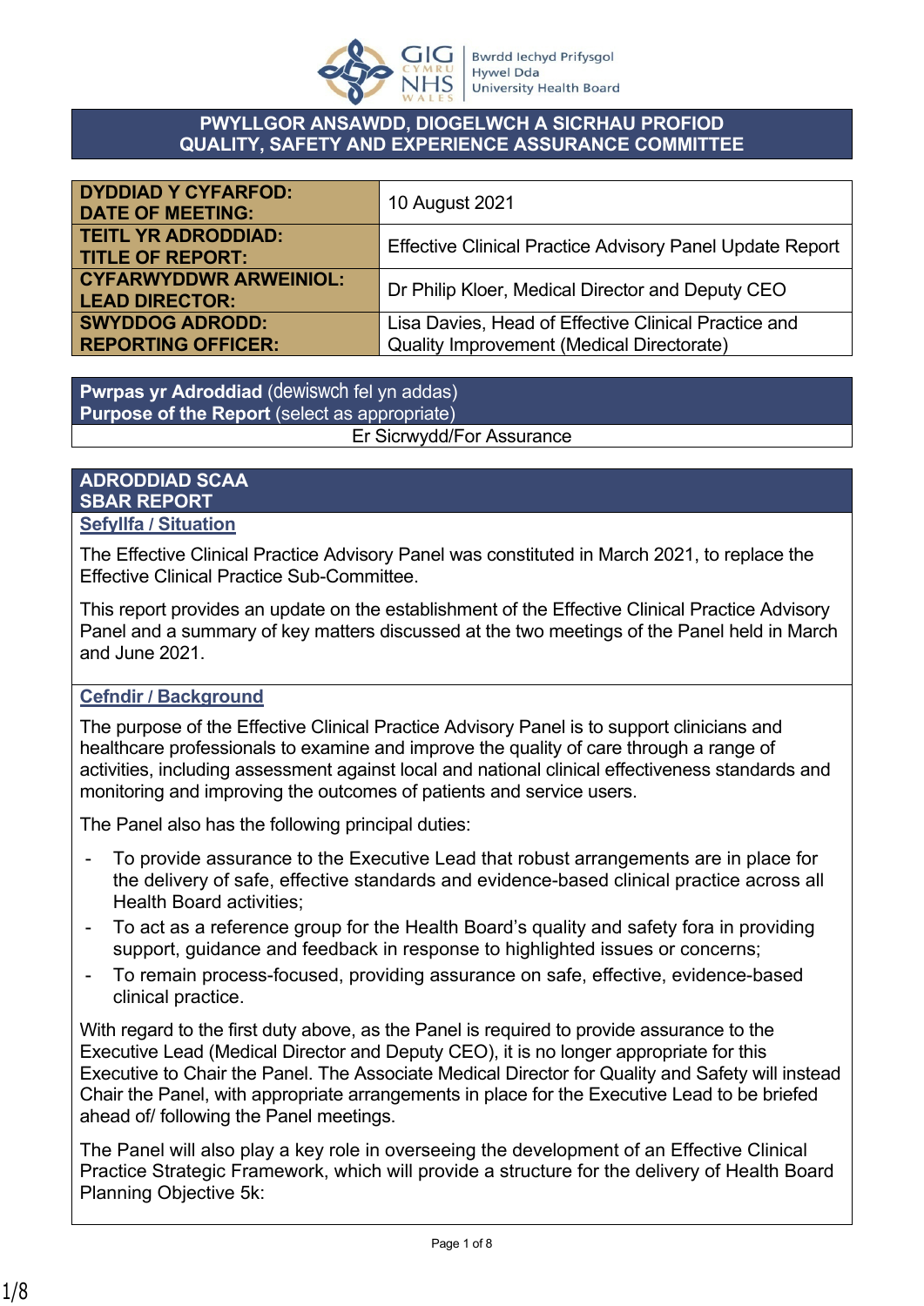# PWYLLGOR ANSAWDD, DIOGELWCH A SICRHAU PROFIOD
# QUALITY, SAFETY AND EXPERIENCE ASSURANCE COMMITTEE

| | |
|---|---|
| **DYDDIAD Y CYFARFOD: DATE OF MEETING:** | 10 August 2021 |
| **TEITL YR ADRODDIAD: TITLE OF REPORT:** | Effective Clinical Practice Advisory Panel Update Report |
| **CYFARWYDDWR ARWEINIOL: LEAD DIRECTOR:** | Dr Philip Kloer, Medical Director and Deputy CEO |
| **SWYDDOG ADRODD: REPORTING OFFICER:** | Lisa Davies, Head of Effective Clinical Practice and Quality Improvement (Medical Directorate) |

| **Pwrpas yr Adroddiad** (dewiswch fel yn addas) **Purpose of the Report** (select as appropriate) |
|---|
| Er Sicrwydd/For Assurance |

## ADRODDIAD SCAA
## SBAR REPORT

### Sefyllfa / Situation

The Effective Clinical Practice Advisory Panel was constituted in March 2021, to replace the Effective Clinical Practice Sub-Committee.

This report provides an update on the establishment of the Effective Clinical Practice Advisory Panel and a summary of key matters discussed at the two meetings of the Panel held in March and June 2021.

### Cefndir / Background

The purpose of the Effective Clinical Practice Advisory Panel is to support clinicians and healthcare professionals to examine and improve the quality of care through a range of activities, including assessment against local and national clinical effectiveness standards and monitoring and improving the outcomes of patients and service users.

The Panel also has the following principal duties:

- To provide assurance to the Executive Lead that robust arrangements are in place for the delivery of safe, effective standards and evidence-based clinical practice across all Health Board activities;
- To act as a reference group for the Health Board's quality and safety fora in providing support, guidance and feedback in response to highlighted issues or concerns;
- To remain process-focused, providing assurance on safe, effective, evidence-based clinical practice.

With regard to the first duty above, as the Panel is required to provide assurance to the Executive Lead (Medical Director and Deputy CEO), it is no longer appropriate for this Executive to Chair the Panel. The Associate Medical Director for Quality and Safety will instead Chair the Panel, with appropriate arrangements in place for the Executive Lead to be briefed ahead of/ following the Panel meetings.

The Panel will also play a key role in overseeing the development of an Effective Clinical Practice Strategic Framework, which will provide a structure for the delivery of Health Board Planning Objective 5k: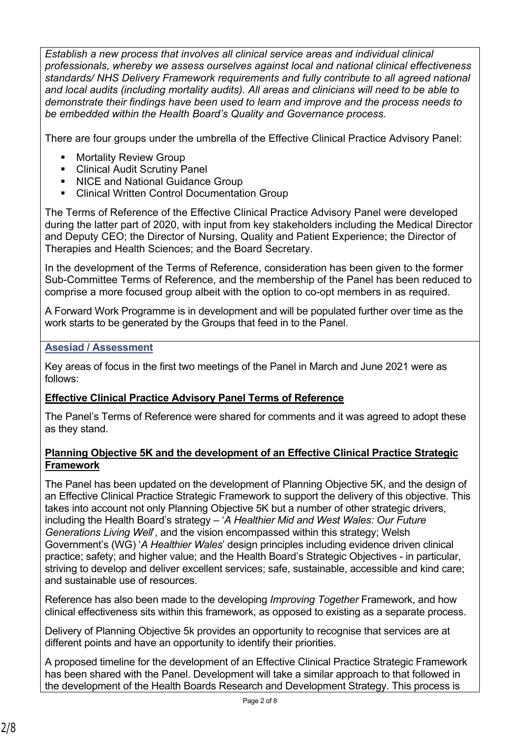*Establish a new process that involves all clinical service areas and individual clinical professionals, whereby we assess ourselves against local and national clinical effectiveness standards/ NHS Delivery Framework requirements and fully contribute to all agreed national and local audits (including mortality audits). All areas and clinicians will need to be able to demonstrate their findings have been used to learn and improve and the process needs to be embedded within the Health Board's Quality and Governance process.*

There are four groups under the umbrella of the Effective Clinical Practice Advisory Panel:

- Mortality Review Group
- Clinical Audit Scrutiny Panel
- NICE and National Guidance Group
- Clinical Written Control Documentation Group

The Terms of Reference of the Effective Clinical Practice Advisory Panel were developed during the latter part of 2020, with input from key stakeholders including the Medical Director and Deputy CEO; the Director of Nursing, Quality and Patient Experience; the Director of Therapies and Health Sciences; and the Board Secretary.

In the development of the Terms of Reference, consideration has been given to the former Sub-Committee Terms of Reference, and the membership of the Panel has been reduced to comprise a more focused group albeit with the option to co-opt members in as required.

A Forward Work Programme is in development and will be populated further over time as the work starts to be generated by the Groups that feed in to the Panel.

## Asesiad / Assessment

Key areas of focus in the first two meetings of the Panel in March and June 2021 were as follows:

**Effective Clinical Practice Advisory Panel Terms of Reference**

The Panel's Terms of Reference were shared for comments and it was agreed to adopt these as they stand.

**Planning Objective 5K and the development of an Effective Clinical Practice Strategic Framework**

The Panel has been updated on the development of Planning Objective 5K, and the design of an Effective Clinical Practice Strategic Framework to support the delivery of this objective. This takes into account not only Planning Objective 5K but a number of other strategic drivers, including the Health Board's strategy – '*A Healthier Mid and West Wales: Our Future Generations Living Well*', and the vision encompassed within this strategy; Welsh Government's (WG) '*A Healthier Wales*' design principles including evidence driven clinical practice; safety; and higher value; and the Health Board's Strategic Objectives - in particular, striving to develop and deliver excellent services; safe, sustainable, accessible and kind care; and sustainable use of resources.

Reference has also been made to the developing *Improving Together* Framework, and how clinical effectiveness sits within this framework, as opposed to existing as a separate process.

Delivery of Planning Objective 5k provides an opportunity to recognise that services are at different points and have an opportunity to identify their priorities.

A proposed timeline for the development of an Effective Clinical Practice Strategic Framework has been shared with the Panel. Development will take a similar approach to that followed in the development of the Health Boards Research and Development Strategy. This process is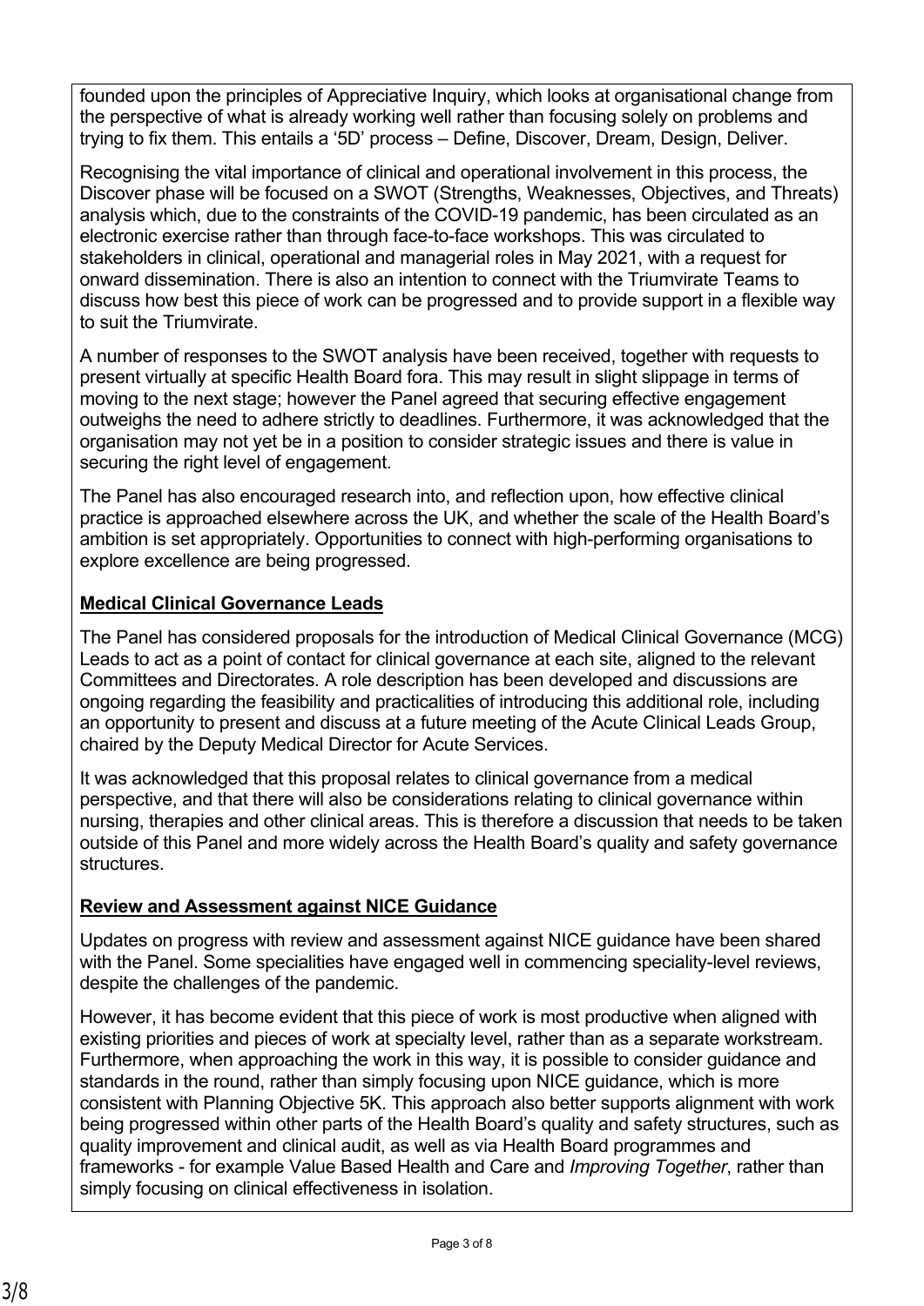founded upon the principles of Appreciative Inquiry, which looks at organisational change from the perspective of what is already working well rather than focusing solely on problems and trying to fix them. This entails a '5D' process – Define, Discover, Dream, Design, Deliver.

Recognising the vital importance of clinical and operational involvement in this process, the Discover phase will be focused on a SWOT (Strengths, Weaknesses, Objectives, and Threats) analysis which, due to the constraints of the COVID-19 pandemic, has been circulated as an electronic exercise rather than through face-to-face workshops. This was circulated to stakeholders in clinical, operational and managerial roles in May 2021, with a request for onward dissemination. There is also an intention to connect with the Triumvirate Teams to discuss how best this piece of work can be progressed and to provide support in a flexible way to suit the Triumvirate.

A number of responses to the SWOT analysis have been received, together with requests to present virtually at specific Health Board fora. This may result in slight slippage in terms of moving to the next stage; however the Panel agreed that securing effective engagement outweighs the need to adhere strictly to deadlines. Furthermore, it was acknowledged that the organisation may not yet be in a position to consider strategic issues and there is value in securing the right level of engagement.

The Panel has also encouraged research into, and reflection upon, how effective clinical practice is approached elsewhere across the UK, and whether the scale of the Health Board's ambition is set appropriately. Opportunities to connect with high-performing organisations to explore excellence are being progressed.

**Medical Clinical Governance Leads**

The Panel has considered proposals for the introduction of Medical Clinical Governance (MCG) Leads to act as a point of contact for clinical governance at each site, aligned to the relevant Committees and Directorates. A role description has been developed and discussions are ongoing regarding the feasibility and practicalities of introducing this additional role, including an opportunity to present and discuss at a future meeting of the Acute Clinical Leads Group, chaired by the Deputy Medical Director for Acute Services.

It was acknowledged that this proposal relates to clinical governance from a medical perspective, and that there will also be considerations relating to clinical governance within nursing, therapies and other clinical areas. This is therefore a discussion that needs to be taken outside of this Panel and more widely across the Health Board's quality and safety governance structures.

**Review and Assessment against NICE Guidance**

Updates on progress with review and assessment against NICE guidance have been shared with the Panel. Some specialities have engaged well in commencing speciality-level reviews, despite the challenges of the pandemic.

However, it has become evident that this piece of work is most productive when aligned with existing priorities and pieces of work at specialty level, rather than as a separate workstream. Furthermore, when approaching the work in this way, it is possible to consider guidance and standards in the round, rather than simply focusing upon NICE guidance, which is more consistent with Planning Objective 5K. This approach also better supports alignment with work being progressed within other parts of the Health Board's quality and safety structures, such as quality improvement and clinical audit, as well as via Health Board programmes and frameworks - for example Value Based Health and Care and *Improving Together*, rather than simply focusing on clinical effectiveness in isolation.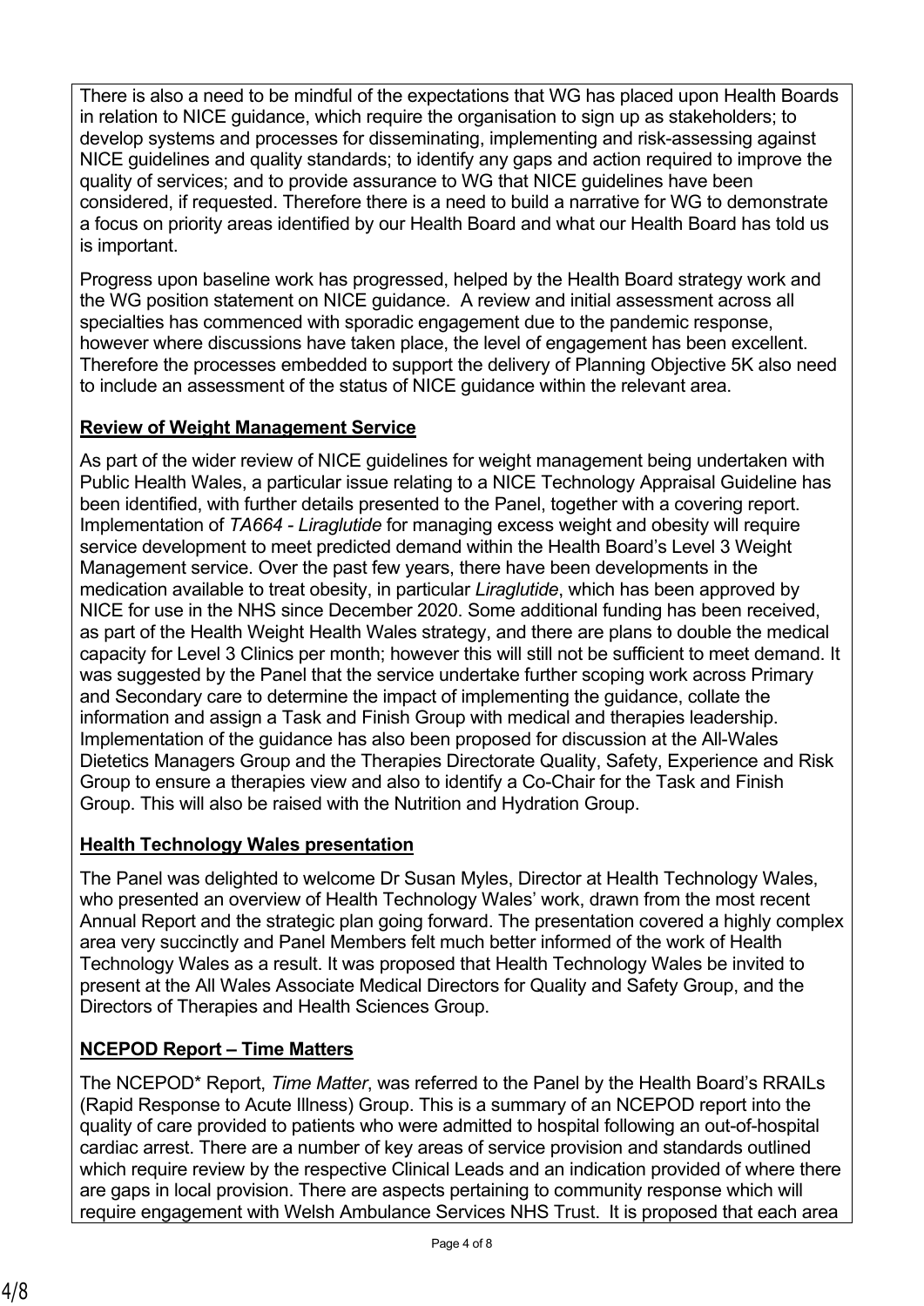There is also a need to be mindful of the expectations that WG has placed upon Health Boards in relation to NICE guidance, which require the organisation to sign up as stakeholders; to develop systems and processes for disseminating, implementing and risk-assessing against NICE guidelines and quality standards; to identify any gaps and action required to improve the quality of services; and to provide assurance to WG that NICE guidelines have been considered, if requested. Therefore there is a need to build a narrative for WG to demonstrate a focus on priority areas identified by our Health Board and what our Health Board has told us is important.

Progress upon baseline work has progressed, helped by the Health Board strategy work and the WG position statement on NICE guidance. A review and initial assessment across all specialties has commenced with sporadic engagement due to the pandemic response, however where discussions have taken place, the level of engagement has been excellent. Therefore the processes embedded to support the delivery of Planning Objective 5K also need to include an assessment of the status of NICE guidance within the relevant area.

**Review of Weight Management Service**

As part of the wider review of NICE guidelines for weight management being undertaken with Public Health Wales, a particular issue relating to a NICE Technology Appraisal Guideline has been identified, with further details presented to the Panel, together with a covering report. Implementation of *TA664 - Liraglutide* for managing excess weight and obesity will require service development to meet predicted demand within the Health Board's Level 3 Weight Management service. Over the past few years, there have been developments in the medication available to treat obesity, in particular *Liraglutide*, which has been approved by NICE for use in the NHS since December 2020. Some additional funding has been received, as part of the Health Weight Health Wales strategy, and there are plans to double the medical capacity for Level 3 Clinics per month; however this will still not be sufficient to meet demand. It was suggested by the Panel that the service undertake further scoping work across Primary and Secondary care to determine the impact of implementing the guidance, collate the information and assign a Task and Finish Group with medical and therapies leadership. Implementation of the guidance has also been proposed for discussion at the All-Wales Dietetics Managers Group and the Therapies Directorate Quality, Safety, Experience and Risk Group to ensure a therapies view and also to identify a Co-Chair for the Task and Finish Group. This will also be raised with the Nutrition and Hydration Group.

**Health Technology Wales presentation**

The Panel was delighted to welcome Dr Susan Myles, Director at Health Technology Wales, who presented an overview of Health Technology Wales' work, drawn from the most recent Annual Report and the strategic plan going forward. The presentation covered a highly complex area very succinctly and Panel Members felt much better informed of the work of Health Technology Wales as a result. It was proposed that Health Technology Wales be invited to present at the All Wales Associate Medical Directors for Quality and Safety Group, and the Directors of Therapies and Health Sciences Group.

**NCEPOD Report – Time Matters**

The NCEPOD* Report, *Time Matter*, was referred to the Panel by the Health Board's RRAILs (Rapid Response to Acute Illness) Group. This is a summary of an NCEPOD report into the quality of care provided to patients who were admitted to hospital following an out-of-hospital cardiac arrest. There are a number of key areas of service provision and standards outlined which require review by the respective Clinical Leads and an indication provided of where there are gaps in local provision. There are aspects pertaining to community response which will require engagement with Welsh Ambulance Services NHS Trust. It is proposed that each area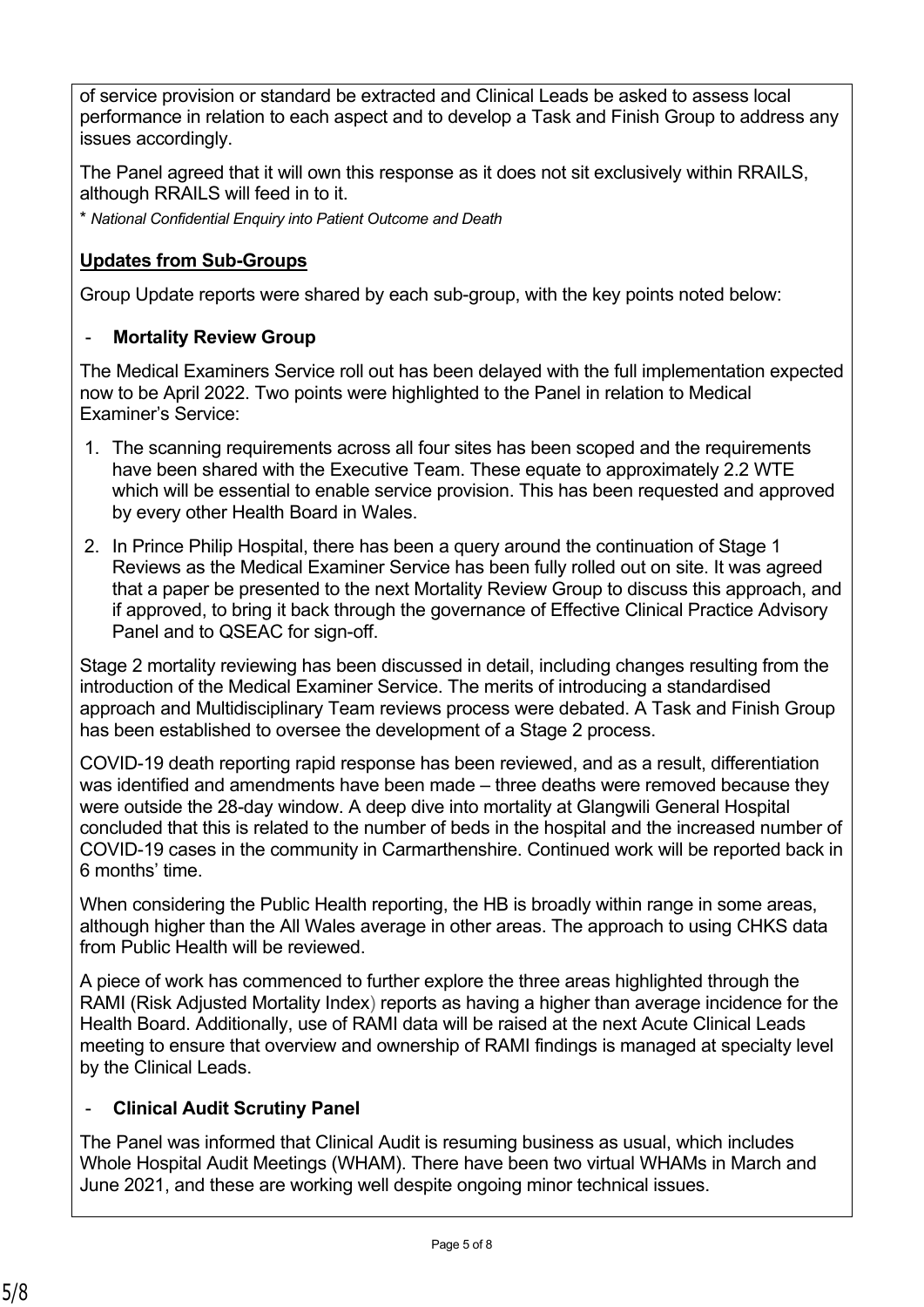of service provision or standard be extracted and Clinical Leads be asked to assess local performance in relation to each aspect and to develop a Task and Finish Group to address any issues accordingly.

The Panel agreed that it will own this response as it does not sit exclusively within RRAILS, although RRAILS will feed in to it.

* *National Confidential Enquiry into Patient Outcome and Death*

**Updates from Sub-Groups**

Group Update reports were shared by each sub-group, with the key points noted below:

- **Mortality Review Group**

The Medical Examiners Service roll out has been delayed with the full implementation expected now to be April 2022. Two points were highlighted to the Panel in relation to Medical Examiner's Service:

1. The scanning requirements across all four sites has been scoped and the requirements have been shared with the Executive Team. These equate to approximately 2.2 WTE which will be essential to enable service provision. This has been requested and approved by every other Health Board in Wales.
2. In Prince Philip Hospital, there has been a query around the continuation of Stage 1 Reviews as the Medical Examiner Service has been fully rolled out on site. It was agreed that a paper be presented to the next Mortality Review Group to discuss this approach, and if approved, to bring it back through the governance of Effective Clinical Practice Advisory Panel and to QSEAC for sign-off.

Stage 2 mortality reviewing has been discussed in detail, including changes resulting from the introduction of the Medical Examiner Service. The merits of introducing a standardised approach and Multidisciplinary Team reviews process were debated. A Task and Finish Group has been established to oversee the development of a Stage 2 process.

COVID-19 death reporting rapid response has been reviewed, and as a result, differentiation was identified and amendments have been made – three deaths were removed because they were outside the 28-day window. A deep dive into mortality at Glangwili General Hospital concluded that this is related to the number of beds in the hospital and the increased number of COVID-19 cases in the community in Carmarthenshire. Continued work will be reported back in 6 months' time.

When considering the Public Health reporting, the HB is broadly within range in some areas, although higher than the All Wales average in other areas. The approach to using CHKS data from Public Health will be reviewed.

A piece of work has commenced to further explore the three areas highlighted through the RAMI (Risk Adjusted Mortality Index) reports as having a higher than average incidence for the Health Board. Additionally, use of RAMI data will be raised at the next Acute Clinical Leads meeting to ensure that overview and ownership of RAMI findings is managed at specialty level by the Clinical Leads.

- **Clinical Audit Scrutiny Panel**

The Panel was informed that Clinical Audit is resuming business as usual, which includes Whole Hospital Audit Meetings (WHAM). There have been two virtual WHAMs in March and June 2021, and these are working well despite ongoing minor technical issues.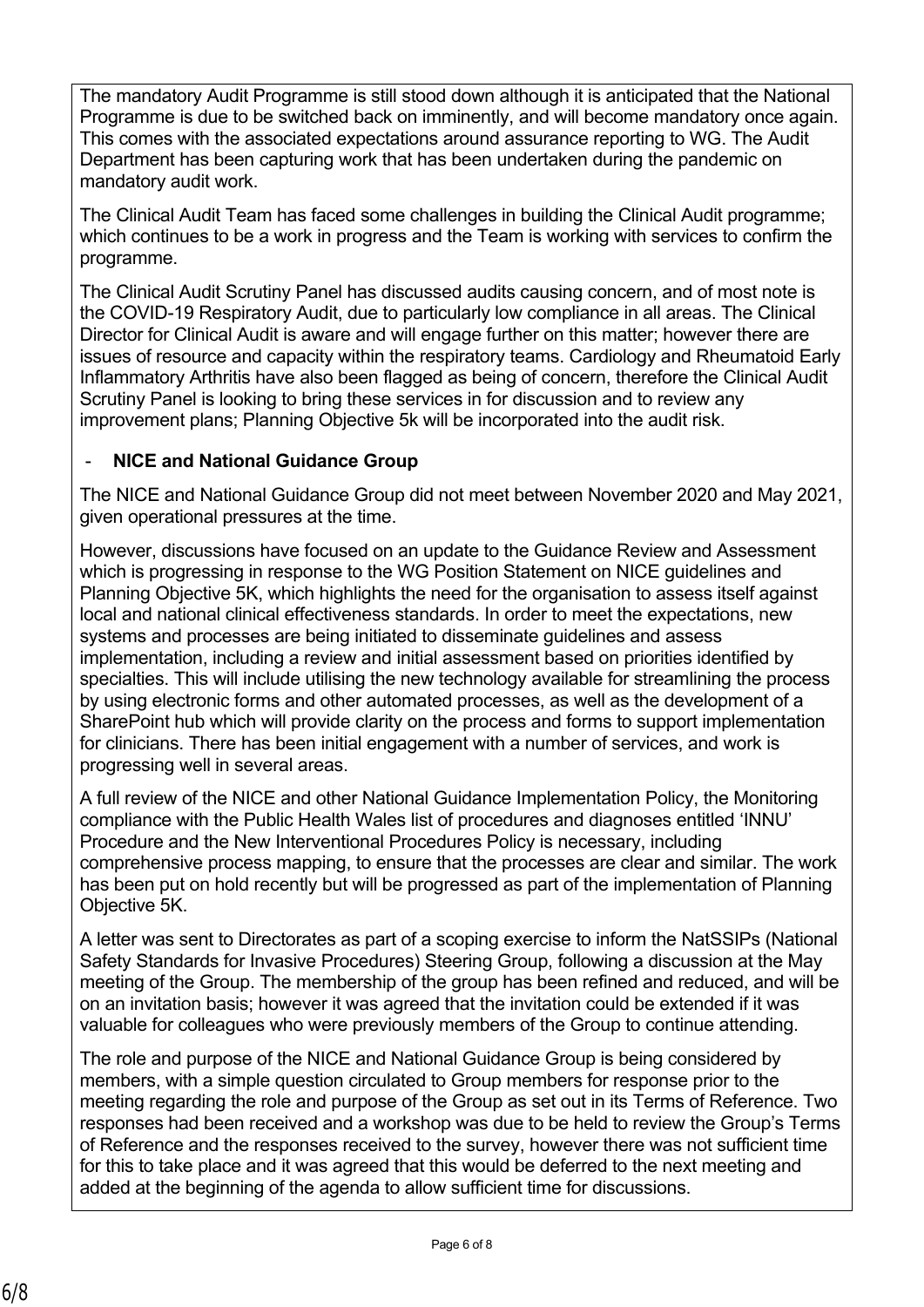The mandatory Audit Programme is still stood down although it is anticipated that the National Programme is due to be switched back on imminently, and will become mandatory once again. This comes with the associated expectations around assurance reporting to WG. The Audit Department has been capturing work that has been undertaken during the pandemic on mandatory audit work.

The Clinical Audit Team has faced some challenges in building the Clinical Audit programme; which continues to be a work in progress and the Team is working with services to confirm the programme.

The Clinical Audit Scrutiny Panel has discussed audits causing concern, and of most note is the COVID-19 Respiratory Audit, due to particularly low compliance in all areas. The Clinical Director for Clinical Audit is aware and will engage further on this matter; however there are issues of resource and capacity within the respiratory teams. Cardiology and Rheumatoid Early Inflammatory Arthritis have also been flagged as being of concern, therefore the Clinical Audit Scrutiny Panel is looking to bring these services in for discussion and to review any improvement plans; Planning Objective 5k will be incorporated into the audit risk.

- **NICE and National Guidance Group**

The NICE and National Guidance Group did not meet between November 2020 and May 2021, given operational pressures at the time.

However, discussions have focused on an update to the Guidance Review and Assessment which is progressing in response to the WG Position Statement on NICE guidelines and Planning Objective 5K, which highlights the need for the organisation to assess itself against local and national clinical effectiveness standards. In order to meet the expectations, new systems and processes are being initiated to disseminate guidelines and assess implementation, including a review and initial assessment based on priorities identified by specialties. This will include utilising the new technology available for streamlining the process by using electronic forms and other automated processes, as well as the development of a SharePoint hub which will provide clarity on the process and forms to support implementation for clinicians. There has been initial engagement with a number of services, and work is progressing well in several areas.

A full review of the NICE and other National Guidance Implementation Policy, the Monitoring compliance with the Public Health Wales list of procedures and diagnoses entitled 'INNU' Procedure and the New Interventional Procedures Policy is necessary, including comprehensive process mapping, to ensure that the processes are clear and similar. The work has been put on hold recently but will be progressed as part of the implementation of Planning Objective 5K.

A letter was sent to Directorates as part of a scoping exercise to inform the NatSSIPs (National Safety Standards for Invasive Procedures) Steering Group, following a discussion at the May meeting of the Group. The membership of the group has been refined and reduced, and will be on an invitation basis; however it was agreed that the invitation could be extended if it was valuable for colleagues who were previously members of the Group to continue attending.

The role and purpose of the NICE and National Guidance Group is being considered by members, with a simple question circulated to Group members for response prior to the meeting regarding the role and purpose of the Group as set out in its Terms of Reference. Two responses had been received and a workshop was due to be held to review the Group's Terms of Reference and the responses received to the survey, however there was not sufficient time for this to take place and it was agreed that this would be deferred to the next meeting and added at the beginning of the agenda to allow sufficient time for discussions.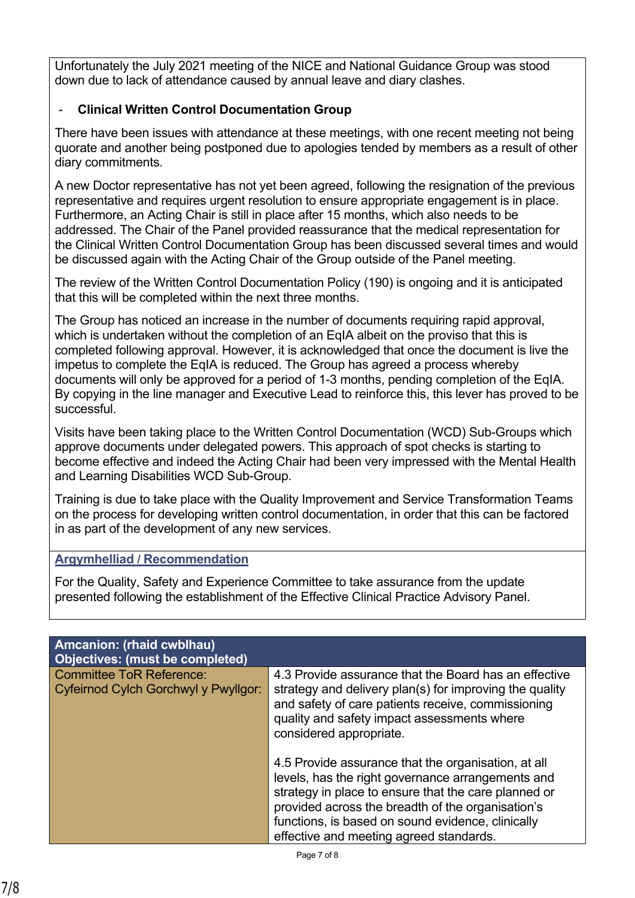Unfortunately the July 2021 meeting of the NICE and National Guidance Group was stood down due to lack of attendance caused by annual leave and diary clashes.

- **Clinical Written Control Documentation Group**

There have been issues with attendance at these meetings, with one recent meeting not being quorate and another being postponed due to apologies tended by members as a result of other diary commitments.

A new Doctor representative has not yet been agreed, following the resignation of the previous representative and requires urgent resolution to ensure appropriate engagement is in place. Furthermore, an Acting Chair is still in place after 15 months, which also needs to be addressed. The Chair of the Panel provided reassurance that the medical representation for the Clinical Written Control Documentation Group has been discussed several times and would be discussed again with the Acting Chair of the Group outside of the Panel meeting.

The review of the Written Control Documentation Policy (190) is ongoing and it is anticipated that this will be completed within the next three months.

The Group has noticed an increase in the number of documents requiring rapid approval, which is undertaken without the completion of an EqIA albeit on the proviso that this is completed following approval. However, it is acknowledged that once the document is live the impetus to complete the EqIA is reduced. The Group has agreed a process whereby documents will only be approved for a period of 1-3 months, pending completion of the EqIA. By copying in the line manager and Executive Lead to reinforce this, this lever has proved to be successful.

Visits have been taking place to the Written Control Documentation (WCD) Sub-Groups which approve documents under delegated powers. This approach of spot checks is starting to become effective and indeed the Acting Chair had been very impressed with the Mental Health and Learning Disabilities WCD Sub-Group.

Training is due to take place with the Quality Improvement and Service Transformation Teams on the process for developing written control documentation, in order that this can be factored in as part of the development of any new services.

**Argymhelliad / Recommendation**

For the Quality, Safety and Experience Committee to take assurance from the update presented following the establishment of the Effective Clinical Practice Advisory Panel.

| **Amcanion: (rhaid cwblhau)**<br>**Objectives: (must be completed)** | |
|---|---|
| Committee ToR Reference:<br>Cyfeirnod Cylch Gorchwyl y Pwyllgor: | 4.3 Provide assurance that the Board has an effective strategy and delivery plan(s) for improving the quality and safety of care patients receive, commissioning quality and safety impact assessments where considered appropriate.<br><br>4.5 Provide assurance that the organisation, at all levels, has the right governance arrangements and strategy in place to ensure that the care planned or provided across the breadth of the organisation's functions, is based on sound evidence, clinically effective and meeting agreed standards. |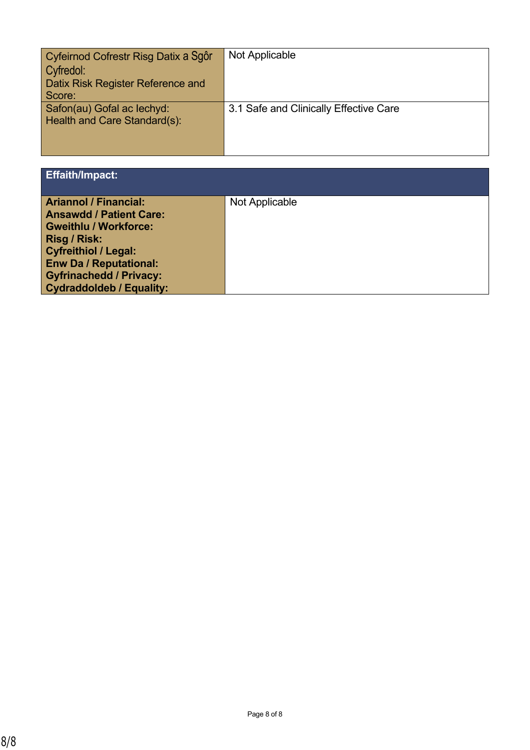| | |
|---|---|
| Cyfeirnod Cofrestr Risg Datix a Sgôr Cyfredol:<br>Datix Risk Register Reference and Score: | Not Applicable |
| Safon(au) Gofal ac Iechyd:<br>Health and Care Standard(s): | 3.1 Safe and Clinically Effective Care |

| **Effaith/Impact:** | |
|---|---|
| **Ariannol / Financial:**<br>**Ansawdd / Patient Care:**<br>**Gweithlu / Workforce:**<br>**Risg / Risk:**<br>**Cyfreithiol / Legal:**<br>**Enw Da / Reputational:**<br>**Gyfrinachedd / Privacy:**<br>**Cydraddoldeb / Equality:** | Not Applicable |